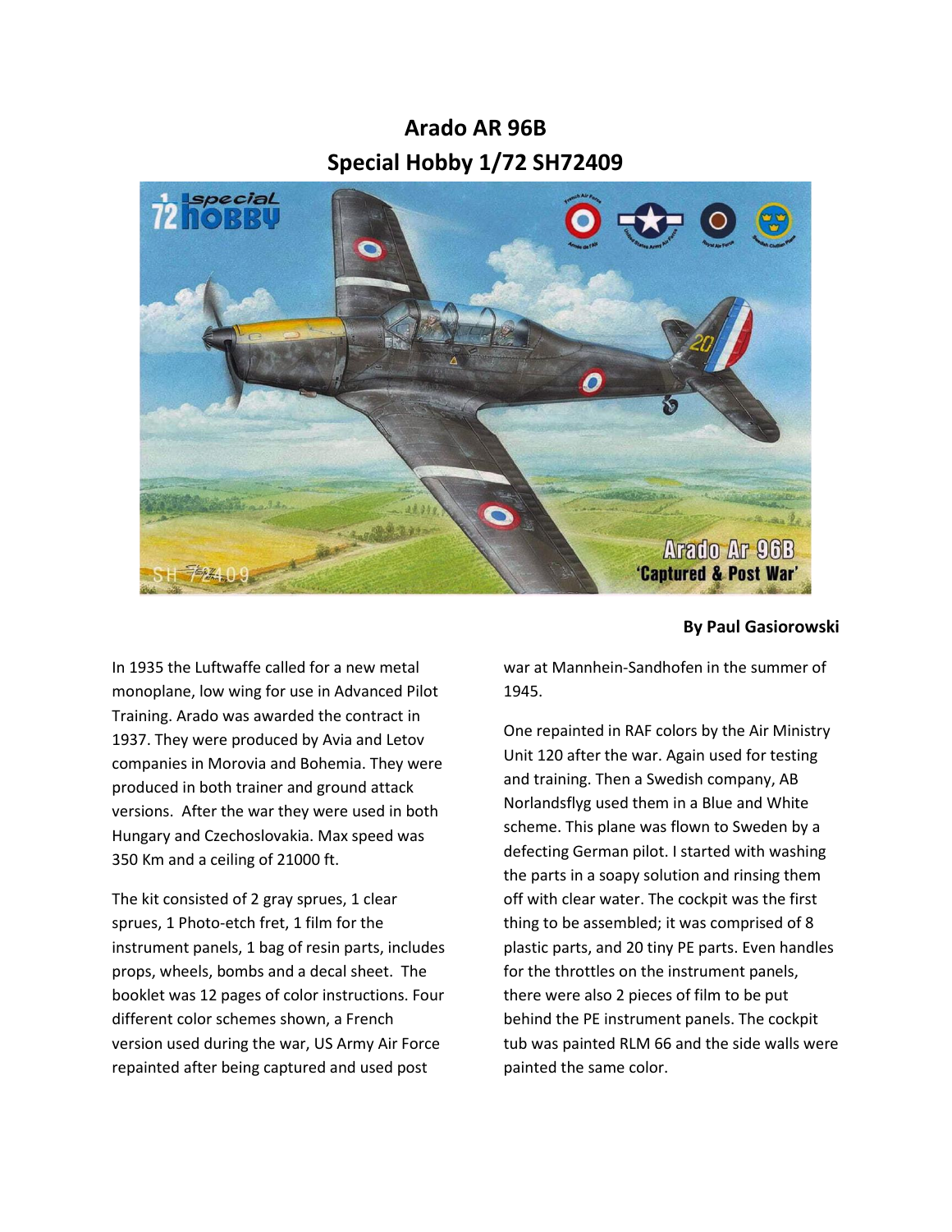# Arado AR 96B
## Special Hobby 1/72 SH72409

**By Paul Gasiorowski**

In 1935 the Luftwaffe called for a new metal monoplane, low wing for use in Advanced Pilot Training. Arado was awarded the contract in 1937. They were produced by Avia and Letov companies in Morovia and Bohemia. They were produced in both trainer and ground attack versions. After the war they were used in both Hungary and Czechoslovakia. Max speed was 350 Km and a ceiling of 21000 ft.

The kit consisted of 2 gray sprues, 1 clear sprues, 1 Photo-etch fret, 1 film for the instrument panels, 1 bag of resin parts, includes props, wheels, bombs and a decal sheet. The booklet was 12 pages of color instructions. Four different color schemes shown, a French version used during the war, US Army Air Force repainted after being captured and used post war at Mannhein-Sandhofen in the summer of 1945.

One repainted in RAF colors by the Air Ministry Unit 120 after the war. Again used for testing and training. Then a Swedish company, AB Norlandsflyg used them in a Blue and White scheme. This plane was flown to Sweden by a defecting German pilot. I started with washing the parts in a soapy solution and rinsing them off with clear water. The cockpit was the first thing to be assembled; it was comprised of 8 plastic parts, and 20 tiny PE parts. Even handles for the throttles on the instrument panels, there were also 2 pieces of film to be put behind the PE instrument panels. The cockpit tub was painted RLM 66 and the side walls were painted the same color.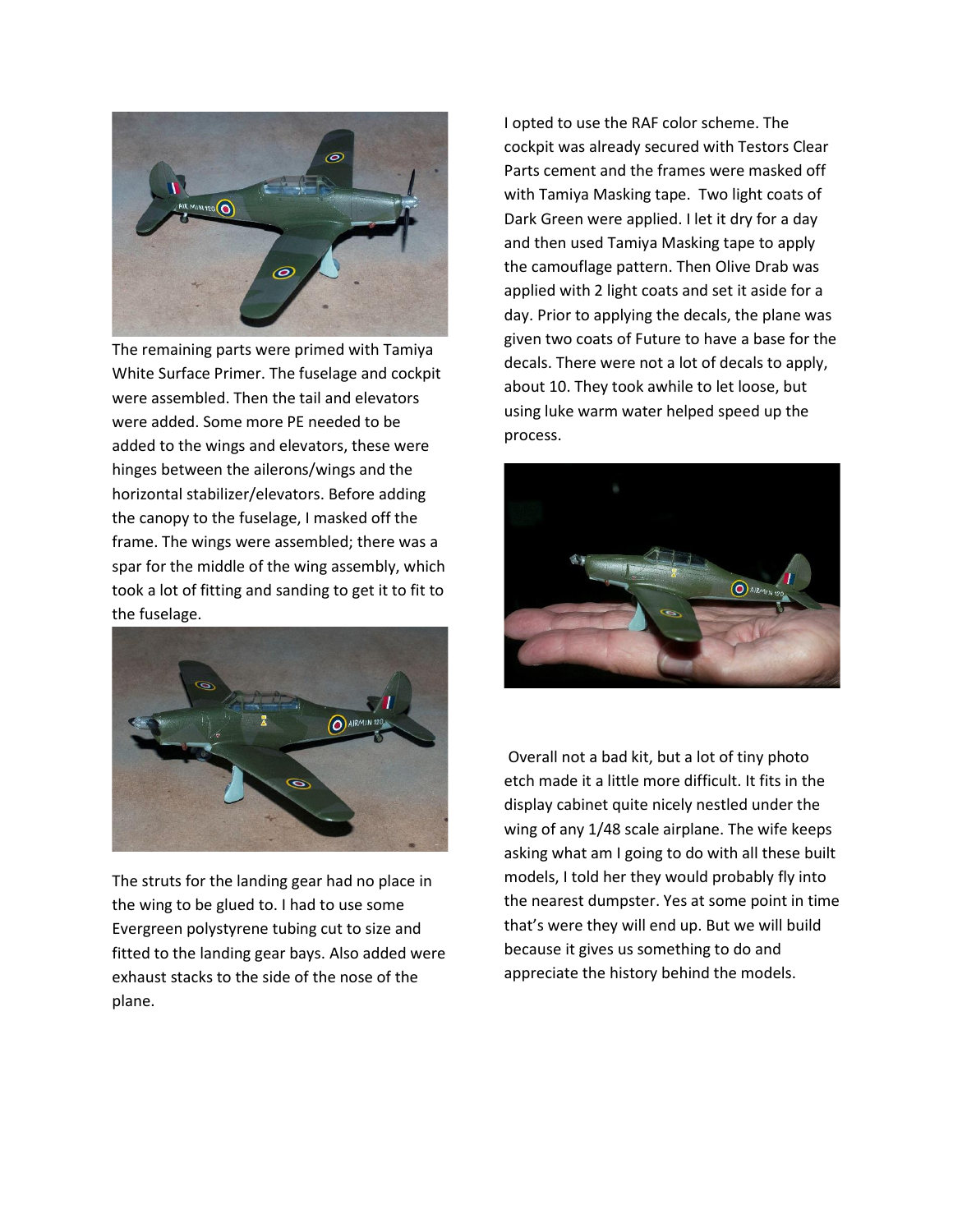The remaining parts were primed with Tamiya White Surface Primer. The fuselage and cockpit were assembled. Then the tail and elevators were added. Some more PE needed to be added to the wings and elevators, these were hinges between the ailerons/wings and the horizontal stabilizer/elevators. Before adding the canopy to the fuselage, I masked off the frame. The wings were assembled; there was a spar for the middle of the wing assembly, which took a lot of fitting and sanding to get it to fit to the fuselage.

The struts for the landing gear had no place in the wing to be glued to. I had to use some Evergreen polystyrene tubing cut to size and fitted to the landing gear bays. Also added were exhaust stacks to the side of the nose of the plane.

I opted to use the RAF color scheme. The cockpit was already secured with Testors Clear Parts cement and the frames were masked off with Tamiya Masking tape. Two light coats of Dark Green were applied. I let it dry for a day and then used Tamiya Masking tape to apply the camouflage pattern. Then Olive Drab was applied with 2 light coats and set it aside for a day. Prior to applying the decals, the plane was given two coats of Future to have a base for the decals. There were not a lot of decals to apply, about 10. They took awhile to let loose, but using luke warm water helped speed up the process.

Overall not a bad kit, but a lot of tiny photo etch made it a little more difficult. It fits in the display cabinet quite nicely nestled under the wing of any 1/48 scale airplane. The wife keeps asking what am I going to do with all these built models, I told her they would probably fly into the nearest dumpster. Yes at some point in time that's were they will end up. But we will build because it gives us something to do and appreciate the history behind the models.